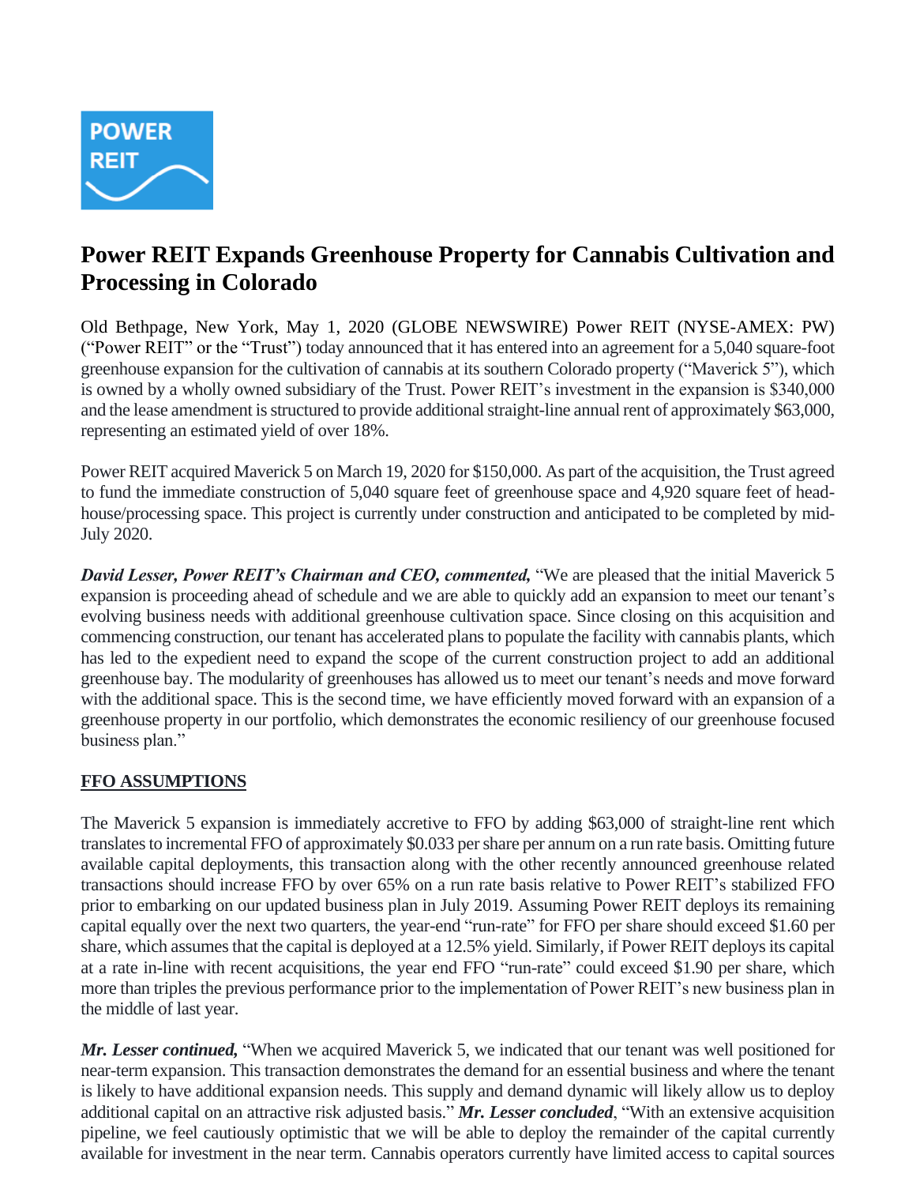# Power REIT Expands Greenhouse Property for Cannabis Cultivation and Processing in Colorado

Old Bethpage, New York, May 1, 2020 (GLOBE NEWSWIRE) Power REIT (NYSE-AMEX: PW) ("Power REIT" or the "Trust") today announced that it has entered into an agreement for a 5,040 square-foot greenhouse expansion for the cultivation of cannabis at its southern Colorado property ("Maverick 5"), which is owned by a wholly owned subsidiary of the Trust. Power REIT's investment in the expansion is $340,000 and the lease amendment is structured to provide additional straight-line annual rent of approximately $63,000, representing an estimated yield of over 18%.

Power REIT acquired Maverick 5 on March 19, 2020 for $150,000. As part of the acquisition, the Trust agreed to fund the immediate construction of 5,040 square feet of greenhouse space and 4,920 square feet of head-house/processing space. This project is currently under construction and anticipated to be completed by mid-July 2020.

***David Lesser, Power REIT's Chairman and CEO, commented,*** "We are pleased that the initial Maverick 5 expansion is proceeding ahead of schedule and we are able to quickly add an expansion to meet our tenant's evolving business needs with additional greenhouse cultivation space. Since closing on this acquisition and commencing construction, our tenant has accelerated plans to populate the facility with cannabis plants, which has led to the expedient need to expand the scope of the current construction project to add an additional greenhouse bay. The modularity of greenhouses has allowed us to meet our tenant's needs and move forward with the additional space. This is the second time, we have efficiently moved forward with an expansion of a greenhouse property in our portfolio, which demonstrates the economic resiliency of our greenhouse focused business plan."

**FFO ASSUMPTIONS**

The Maverick 5 expansion is immediately accretive to FFO by adding $63,000 of straight-line rent which translates to incremental FFO of approximately $0.033 per share per annum on a run rate basis. Omitting future available capital deployments, this transaction along with the other recently announced greenhouse related transactions should increase FFO by over 65% on a run rate basis relative to Power REIT's stabilized FFO prior to embarking on our updated business plan in July 2019. Assuming Power REIT deploys its remaining capital equally over the next two quarters, the year-end "run-rate" for FFO per share should exceed $1.60 per share, which assumes that the capital is deployed at a 12.5% yield. Similarly, if Power REIT deploys its capital at a rate in-line with recent acquisitions, the year end FFO "run-rate" could exceed $1.90 per share, which more than triples the previous performance prior to the implementation of Power REIT's new business plan in the middle of last year.

***Mr. Lesser continued,*** "When we acquired Maverick 5, we indicated that our tenant was well positioned for near-term expansion. This transaction demonstrates the demand for an essential business and where the tenant is likely to have additional expansion needs. This supply and demand dynamic will likely allow us to deploy additional capital on an attractive risk adjusted basis." ***Mr. Lesser concluded***, "With an extensive acquisition pipeline, we feel cautiously optimistic that we will be able to deploy the remainder of the capital currently available for investment in the near term. Cannabis operators currently have limited access to capital sources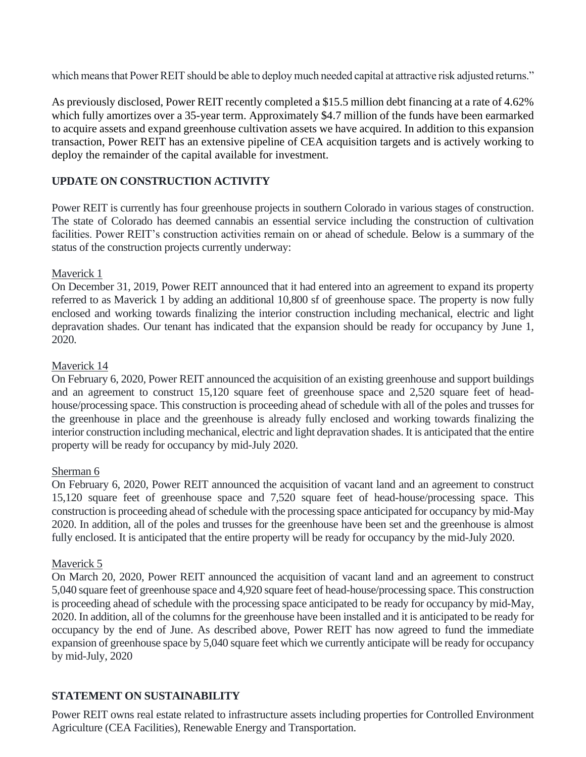which means that Power REIT should be able to deploy much needed capital at attractive risk adjusted returns."

As previously disclosed, Power REIT recently completed a $15.5 million debt financing at a rate of 4.62% which fully amortizes over a 35-year term. Approximately $4.7 million of the funds have been earmarked to acquire assets and expand greenhouse cultivation assets we have acquired. In addition to this expansion transaction, Power REIT has an extensive pipeline of CEA acquisition targets and is actively working to deploy the remainder of the capital available for investment.

**UPDATE ON CONSTRUCTION ACTIVITY**

Power REIT is currently has four greenhouse projects in southern Colorado in various stages of construction. The state of Colorado has deemed cannabis an essential service including the construction of cultivation facilities. Power REIT's construction activities remain on or ahead of schedule. Below is a summary of the status of the construction projects currently underway:

Maverick 1

On December 31, 2019, Power REIT announced that it had entered into an agreement to expand its property referred to as Maverick 1 by adding an additional 10,800 sf of greenhouse space. The property is now fully enclosed and working towards finalizing the interior construction including mechanical, electric and light depravation shades. Our tenant has indicated that the expansion should be ready for occupancy by June 1, 2020.

Maverick 14

On February 6, 2020, Power REIT announced the acquisition of an existing greenhouse and support buildings and an agreement to construct 15,120 square feet of greenhouse space and 2,520 square feet of head-house/processing space. This construction is proceeding ahead of schedule with all of the poles and trusses for the greenhouse in place and the greenhouse is already fully enclosed and working towards finalizing the interior construction including mechanical, electric and light depravation shades. It is anticipated that the entire property will be ready for occupancy by mid-July 2020.

Sherman 6

On February 6, 2020, Power REIT announced the acquisition of vacant land and an agreement to construct 15,120 square feet of greenhouse space and 7,520 square feet of head-house/processing space. This construction is proceeding ahead of schedule with the processing space anticipated for occupancy by mid-May 2020. In addition, all of the poles and trusses for the greenhouse have been set and the greenhouse is almost fully enclosed. It is anticipated that the entire property will be ready for occupancy by the mid-July 2020.

Maverick 5

On March 20, 2020, Power REIT announced the acquisition of vacant land and an agreement to construct 5,040 square feet of greenhouse space and 4,920 square feet of head-house/processing space. This construction is proceeding ahead of schedule with the processing space anticipated to be ready for occupancy by mid-May, 2020. In addition, all of the columns for the greenhouse have been installed and it is anticipated to be ready for occupancy by the end of June. As described above, Power REIT has now agreed to fund the immediate expansion of greenhouse space by 5,040 square feet which we currently anticipate will be ready for occupancy by mid-July, 2020

**STATEMENT ON SUSTAINABILITY**

Power REIT owns real estate related to infrastructure assets including properties for Controlled Environment Agriculture (CEA Facilities), Renewable Energy and Transportation.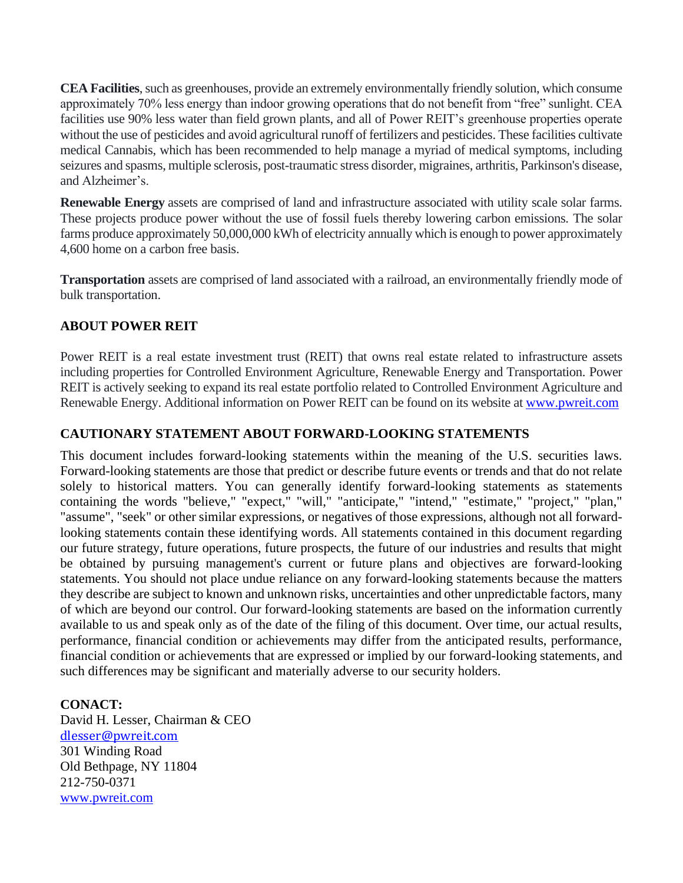**CEA Facilities**, such as greenhouses, provide an extremely environmentally friendly solution, which consume approximately 70% less energy than indoor growing operations that do not benefit from "free" sunlight. CEA facilities use 90% less water than field grown plants, and all of Power REIT's greenhouse properties operate without the use of pesticides and avoid agricultural runoff of fertilizers and pesticides. These facilities cultivate medical Cannabis, which has been recommended to help manage a myriad of medical symptoms, including seizures and spasms, multiple sclerosis, post-traumatic stress disorder, migraines, arthritis, Parkinson's disease, and Alzheimer's.

**Renewable Energy** assets are comprised of land and infrastructure associated with utility scale solar farms. These projects produce power without the use of fossil fuels thereby lowering carbon emissions. The solar farms produce approximately 50,000,000 kWh of electricity annually which is enough to power approximately 4,600 home on a carbon free basis.

**Transportation** assets are comprised of land associated with a railroad, an environmentally friendly mode of bulk transportation.

## ABOUT POWER REIT

Power REIT is a real estate investment trust (REIT) that owns real estate related to infrastructure assets including properties for Controlled Environment Agriculture, Renewable Energy and Transportation. Power REIT is actively seeking to expand its real estate portfolio related to Controlled Environment Agriculture and Renewable Energy. Additional information on Power REIT can be found on its website at www.pwreit.com

## CAUTIONARY STATEMENT ABOUT FORWARD-LOOKING STATEMENTS

This document includes forward-looking statements within the meaning of the U.S. securities laws. Forward-looking statements are those that predict or describe future events or trends and that do not relate solely to historical matters. You can generally identify forward-looking statements as statements containing the words "believe," "expect," "will," "anticipate," "intend," "estimate," "project," "plan," "assume", "seek" or other similar expressions, or negatives of those expressions, although not all forward-looking statements contain these identifying words. All statements contained in this document regarding our future strategy, future operations, future prospects, the future of our industries and results that might be obtained by pursuing management's current or future plans and objectives are forward-looking statements. You should not place undue reliance on any forward-looking statements because the matters they describe are subject to known and unknown risks, uncertainties and other unpredictable factors, many of which are beyond our control. Our forward-looking statements are based on the information currently available to us and speak only as of the date of the filing of this document. Over time, our actual results, performance, financial condition or achievements may differ from the anticipated results, performance, financial condition or achievements that are expressed or implied by our forward-looking statements, and such differences may be significant and materially adverse to our security holders.

**CONACT:**
David H. Lesser, Chairman & CEO
dlesser@pwreit.com
301 Winding Road
Old Bethpage, NY 11804
212-750-0371
www.pwreit.com